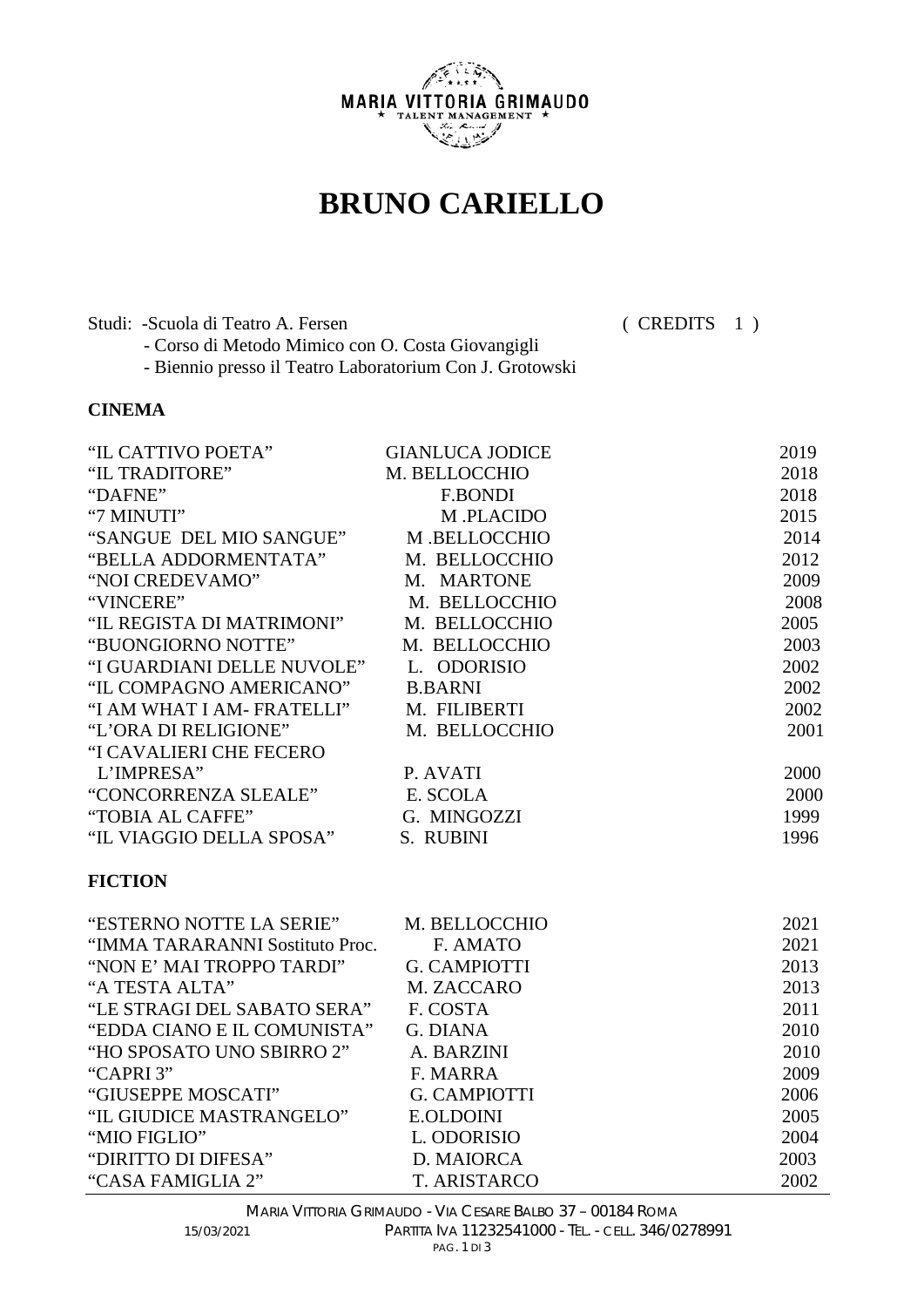MARIA VITTORIA GRIMAUDO
★ TALENT MANAGEMENT ★

# BRUNO CARIELLO

Studi: -Scuola di Teatro A. Fersen ( CREDITS 1 )
- Corso di Metodo Mimico con O. Costa Giovangigli
- Biennio presso il Teatro Laboratorium Con J. Grotowski

## CINEMA

| | | |
|---|---|---|
| "IL CATTIVO POETA" | GIANLUCA JODICE | 2019 |
| "IL TRADITORE" | M. BELLOCCHIO | 2018 |
| "DAFNE" | F.BONDI | 2018 |
| "7 MINUTI" | M .PLACIDO | 2015 |
| "SANGUE DEL MIO SANGUE" | M .BELLOCCHIO | 2014 |
| "BELLA ADDORMENTATA" | M. BELLOCCHIO | 2012 |
| "NOI CREDEVAMO" | M. MARTONE | 2009 |
| "VINCERE" | M. BELLOCCHIO | 2008 |
| "IL REGISTA DI MATRIMONI" | M. BELLOCCHIO | 2005 |
| "BUONGIORNO NOTTE" | M. BELLOCCHIO | 2003 |
| "I GUARDIANI DELLE NUVOLE" | L. ODORISIO | 2002 |
| "IL COMPAGNO AMERICANO" | B.BARNI | 2002 |
| "I AM WHAT I AM- FRATELLI" | M. FILIBERTI | 2002 |
| "L'ORA DI RELIGIONE" | M. BELLOCCHIO | 2001 |
| "I CAVALIERI CHE FECERO L'IMPRESA" | P. AVATI | 2000 |
| "CONCORRENZA SLEALE" | E. SCOLA | 2000 |
| "TOBIA AL CAFFE" | G. MINGOZZI | 1999 |
| "IL VIAGGIO DELLA SPOSA" | S. RUBINI | 1996 |

## FICTION

| | | |
|---|---|---|
| "ESTERNO NOTTE LA SERIE" | M. BELLOCCHIO | 2021 |
| "IMMA TARARANNI Sostituto Proc. | F. AMATO | 2021 |
| "NON E' MAI TROPPO TARDI" | G. CAMPIOTTI | 2013 |
| "A TESTA ALTA" | M. ZACCARO | 2013 |
| "LE STRAGI DEL SABATO SERA" | F. COSTA | 2011 |
| "EDDA CIANO E IL COMUNISTA" | G. DIANA | 2010 |
| "HO SPOSATO UNO SBIRRO 2" | A. BARZINI | 2010 |
| "CAPRI 3" | F. MARRA | 2009 |
| "GIUSEPPE MOSCATI" | G. CAMPIOTTI | 2006 |
| "IL GIUDICE MASTRANGELO" | E.OLDOINI | 2005 |
| "MIO FIGLIO" | L. ODORISIO | 2004 |
| "DIRITTO DI DIFESA" | D. MAIORCA | 2003 |
| "CASA FAMIGLIA 2" | T. ARISTARCO | 2002 |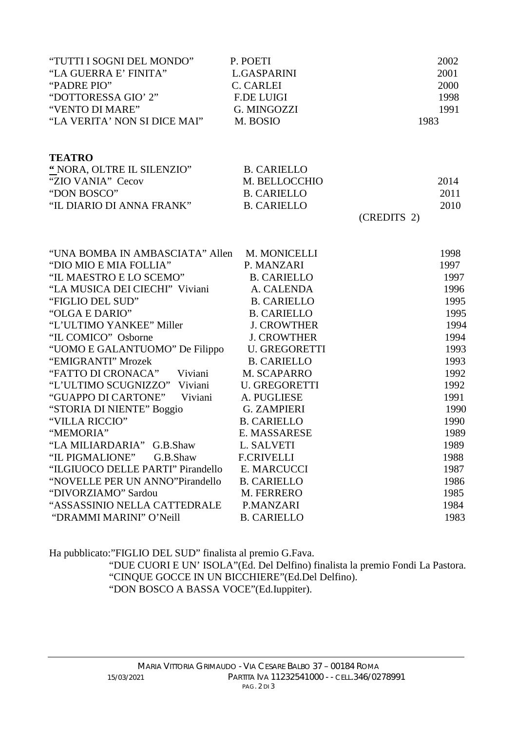| | | |
|---|---|---|
| "TUTTI I SOGNI DEL MONDO" | P. POETI | 2002 |
| "LA GUERRA E' FINITA" | L.GASPARINI | 2001 |
| "PADRE PIO" | C. CARLEI | 2000 |
| "DOTTORESSA GIO' 2" | F.DE LUIGI | 1998 |
| "VENTO DI MARE" | G. MINGOZZI | 1991 |
| "LA VERITA' NON SI DICE MAI" | M. BOSIO | 1983 |

**TEATRO**

| | | |
|---|---|---|
| " NORA, OLTRE IL SILENZIO" | B. CARIELLO | |
| "ZIO VANIA" Cecov | M. BELLOCCHIO | 2014 |
| "DON BOSCO" | B. CARIELLO | 2011 |
| "IL DIARIO DI ANNA FRANK" | B. CARIELLO | 2010 |
| | | (CREDITS 2) |

| | | |
|---|---|---|
| "UNA BOMBA IN AMBASCIATA" Allen | M. MONICELLI | 1998 |
| "DIO MIO E MIA FOLLIA" | P. MANZARI | 1997 |
| "IL MAESTRO E LO SCEMO" | B. CARIELLO | 1997 |
| "LA MUSICA DEI CIECHI" Viviani | A. CALENDA | 1996 |
| "FIGLIO DEL SUD" | B. CARIELLO | 1995 |
| "OLGA E DARIO" | B. CARIELLO | 1995 |
| "L'ULTIMO YANKEE" Miller | J. CROWTHER | 1994 |
| "IL COMICO" Osborne | J. CROWTHER | 1994 |
| "UOMO E GALANTUOMO" De Filippo | U. GREGORETTI | 1993 |
| "EMIGRANTI" Mrozek | B. CARIELLO | 1993 |
| "FATTO DI CRONACA" Viviani | M. SCAPARRO | 1992 |
| "L'ULTIMO SCUGNIZZO" Viviani | U. GREGORETTI | 1992 |
| "GUAPPO DI CARTONE" Viviani | A. PUGLIESE | 1991 |
| "STORIA DI NIENTE" Boggio | G. ZAMPIERI | 1990 |
| "VILLA RICCIO" | B. CARIELLO | 1990 |
| "MEMORIA" | E. MASSARESE | 1989 |
| "LA MILIARDARIA" G.B.Shaw | L. SALVETI | 1989 |
| "IL PIGMALIONE" G.B.Shaw | F.CRIVELLI | 1988 |
| "ILGIUOCO DELLE PARTI" Pirandello | E. MARCUCCI | 1987 |
| "NOVELLE PER UN ANNO"Pirandello | B. CARIELLO | 1986 |
| "DIVORZIAMO" Sardou | M. FERRERO | 1985 |
| "ASSASSINIO NELLA CATTEDRALE | P.MANZARI | 1984 |
| "DRAMMI MARINI" O'Neill | B. CARIELLO | 1983 |

Ha pubblicato:"FIGLIO DEL SUD" finalista al premio G.Fava.
"DUE CUORI E UN' ISOLA"(Ed. Del Delfino) finalista la premio Fondi La Pastora.
"CINQUE GOCCE IN UN BICCHIERE"(Ed.Del Delfino).
"DON BOSCO A BASSA VOCE"(Ed.Iuppiter).